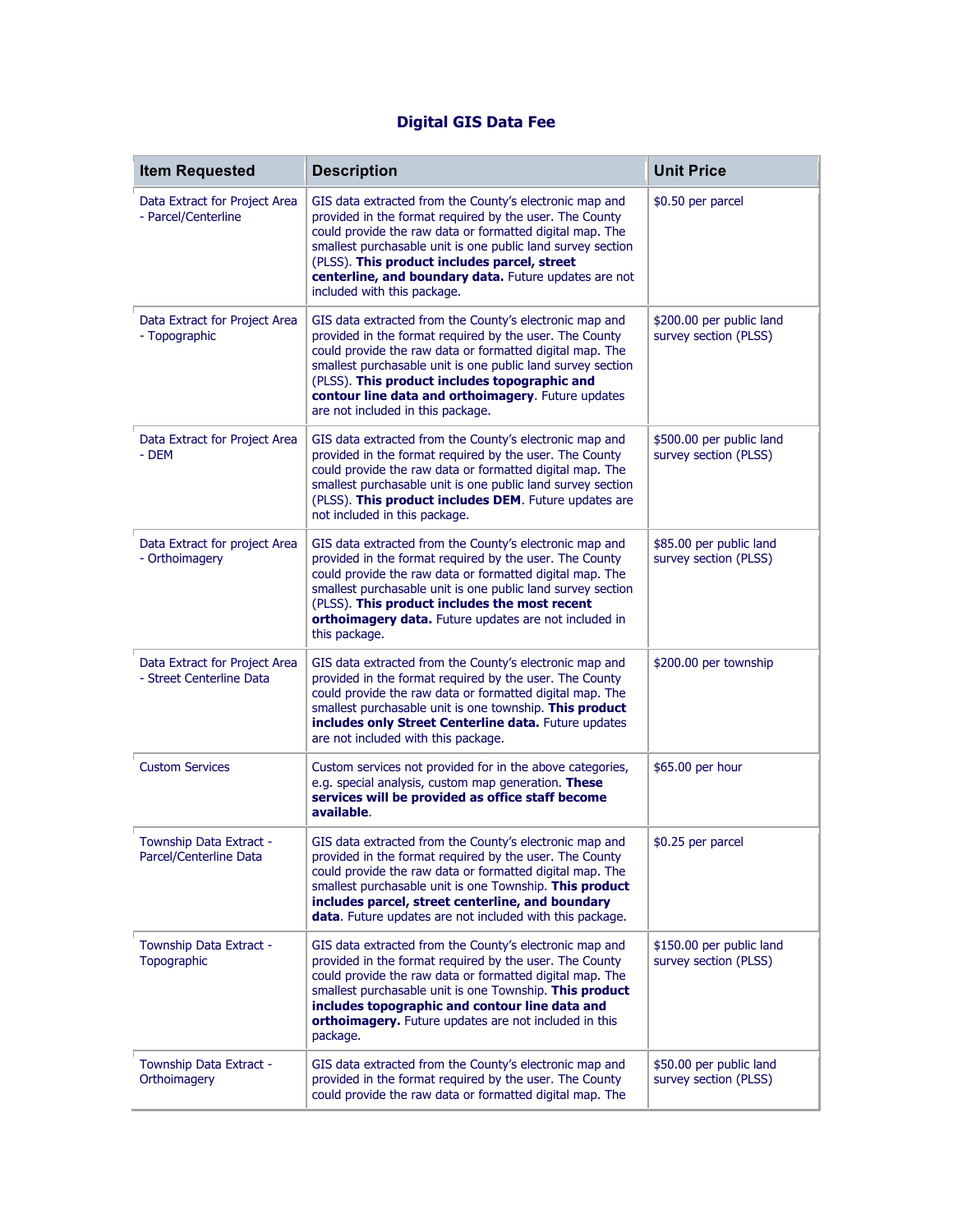# Digital GIS Data Fee

| Item Requested | Description | Unit Price |
|---|---|---|
| Data Extract for Project Area - Parcel/Centerline | GIS data extracted from the County's electronic map and provided in the format required by the user. The County could provide the raw data or formatted digital map. The smallest purchasable unit is one public land survey section (PLSS). **This product includes parcel, street centerline, and boundary data.** Future updates are not included with this package. | $0.50 per parcel |
| Data Extract for Project Area - Topographic | GIS data extracted from the County's electronic map and provided in the format required by the user. The County could provide the raw data or formatted digital map. The smallest purchasable unit is one public land survey section (PLSS). **This product includes topographic and contour line data and orthoimagery**. Future updates are not included in this package. | $200.00 per public land survey section (PLSS) |
| Data Extract for Project Area - DEM | GIS data extracted from the County's electronic map and provided in the format required by the user. The County could provide the raw data or formatted digital map. The smallest purchasable unit is one public land survey section (PLSS). **This product includes DEM**. Future updates are not included in this package. | $500.00 per public land survey section (PLSS) |
| Data Extract for project Area - Orthoimagery | GIS data extracted from the County's electronic map and provided in the format required by the user. The County could provide the raw data or formatted digital map. The smallest purchasable unit is one public land survey section (PLSS). **This product includes the most recent orthoimagery data.** Future updates are not included in this package. | $85.00 per public land survey section (PLSS) |
| Data Extract for Project Area - Street Centerline Data | GIS data extracted from the County's electronic map and provided in the format required by the user. The County could provide the raw data or formatted digital map. The smallest purchasable unit is one township. **This product includes only Street Centerline data.** Future updates are not included with this package. | $200.00 per township |
| Custom Services | Custom services not provided for in the above categories, e.g. special analysis, custom map generation. **These services will be provided as office staff become available**. | $65.00 per hour |
| Township Data Extract - Parcel/Centerline Data | GIS data extracted from the County's electronic map and provided in the format required by the user. The County could provide the raw data or formatted digital map. The smallest purchasable unit is one Township. **This product includes parcel, street centerline, and boundary data**. Future updates are not included with this package. | $0.25 per parcel |
| Township Data Extract - Topographic | GIS data extracted from the County's electronic map and provided in the format required by the user. The County could provide the raw data or formatted digital map. The smallest purchasable unit is one Township. **This product includes topographic and contour line data and orthoimagery.** Future updates are not included in this package. | $150.00 per public land survey section (PLSS) |
| Township Data Extract - Orthoimagery | GIS data extracted from the County's electronic map and provided in the format required by the user. The County could provide the raw data or formatted digital map. The | $50.00 per public land survey section (PLSS) |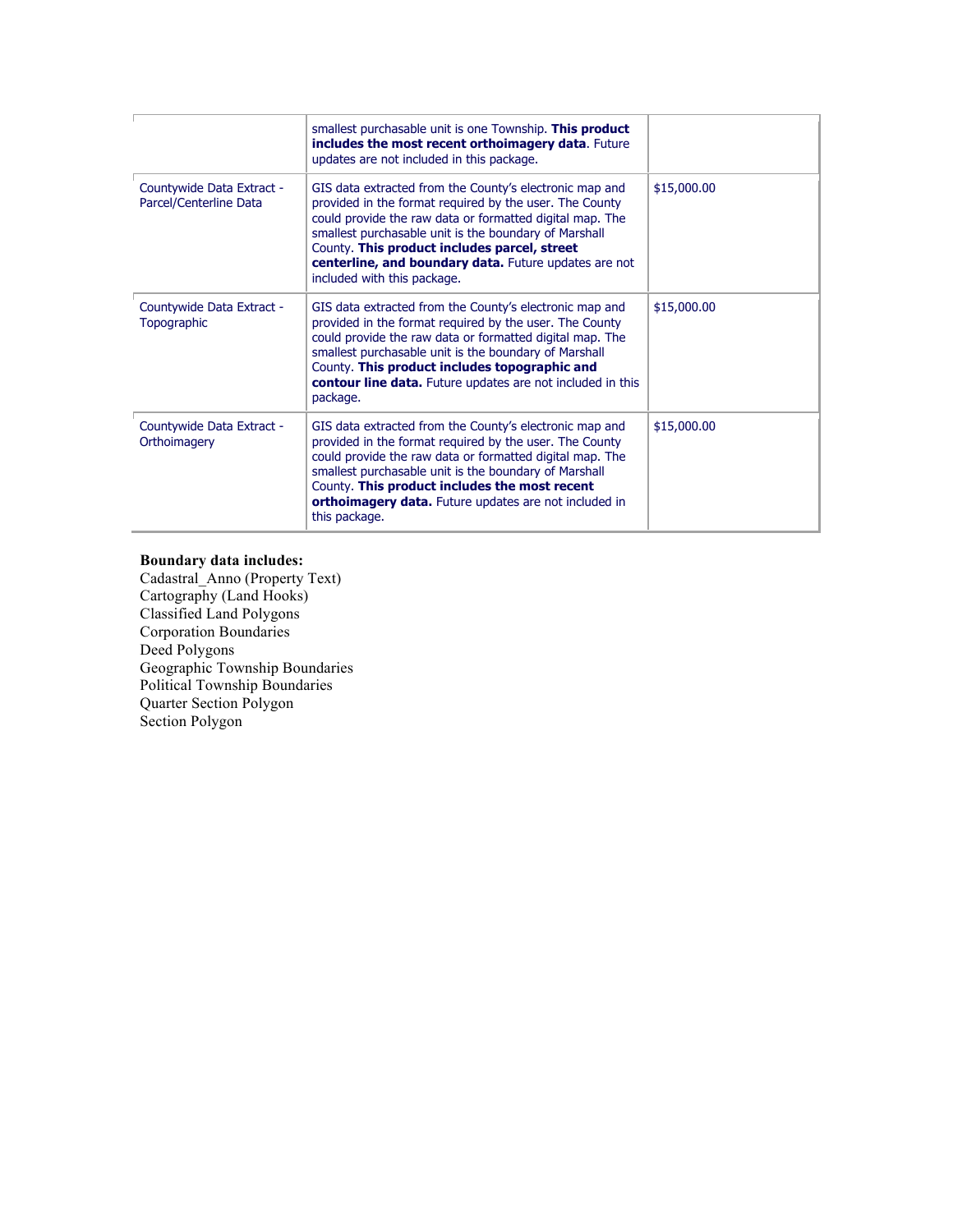| | | |
|---|---|---|
| | smallest purchasable unit is one Township. **This product includes the most recent orthoimagery data**. Future updates are not included in this package. | |
| Countywide Data Extract - Parcel/Centerline Data | GIS data extracted from the County's electronic map and provided in the format required by the user. The County could provide the raw data or formatted digital map. The smallest purchasable unit is the boundary of Marshall County. **This product includes parcel, street centerline, and boundary data.** Future updates are not included with this package. | $15,000.00 |
| Countywide Data Extract - Topographic | GIS data extracted from the County's electronic map and provided in the format required by the user. The County could provide the raw data or formatted digital map. The smallest purchasable unit is the boundary of Marshall County. **This product includes topographic and contour line data.** Future updates are not included in this package. | $15,000.00 |
| Countywide Data Extract - Orthoimagery | GIS data extracted from the County's electronic map and provided in the format required by the user. The County could provide the raw data or formatted digital map. The smallest purchasable unit is the boundary of Marshall County. **This product includes the most recent orthoimagery data.** Future updates are not included in this package. | $15,000.00 |

**Boundary data includes:**

Cadastral_Anno (Property Text)
Cartography (Land Hooks)
Classified Land Polygons
Corporation Boundaries
Deed Polygons
Geographic Township Boundaries
Political Township Boundaries
Quarter Section Polygon
Section Polygon